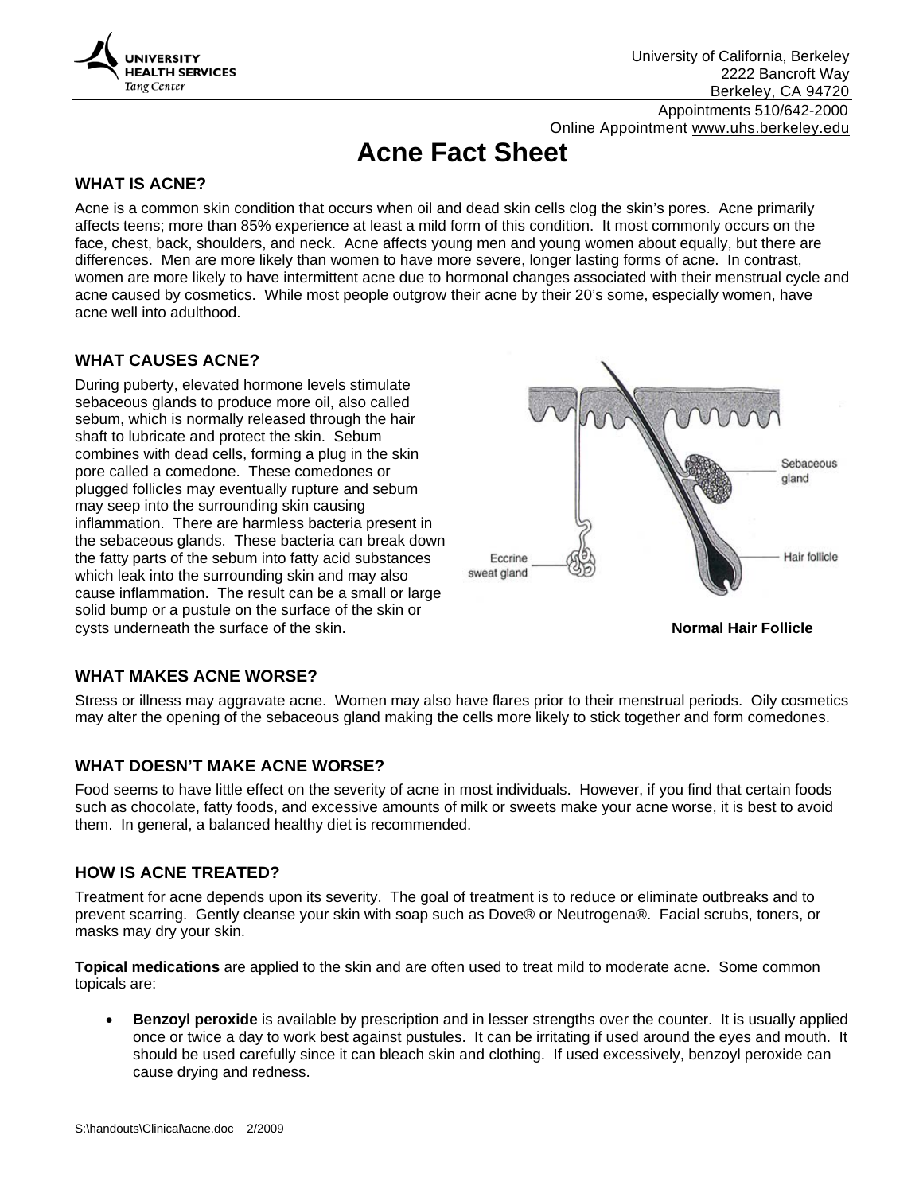University of California, Berkeley
2222 Bancroft Way
Berkeley, CA 94720
Appointments 510/642-2000
Online Appointment www.uhs.berkeley.edu

# Acne Fact Sheet

## WHAT IS ACNE?

Acne is a common skin condition that occurs when oil and dead skin cells clog the skin's pores. Acne primarily affects teens; more than 85% experience at least a mild form of this condition. It most commonly occurs on the face, chest, back, shoulders, and neck. Acne affects young men and young women about equally, but there are differences. Men are more likely than women to have more severe, longer lasting forms of acne. In contrast, women are more likely to have intermittent acne due to hormonal changes associated with their menstrual cycle and acne caused by cosmetics. While most people outgrow their acne by their 20's some, especially women, have acne well into adulthood.

## WHAT CAUSES ACNE?

During puberty, elevated hormone levels stimulate sebaceous glands to produce more oil, also called sebum, which is normally released through the hair shaft to lubricate and protect the skin. Sebum combines with dead cells, forming a plug in the skin pore called a comedone. These comedones or plugged follicles may eventually rupture and sebum may seep into the surrounding skin causing inflammation. There are harmless bacteria present in the sebaceous glands. These bacteria can break down the fatty parts of the sebum into fatty acid substances which leak into the surrounding skin and may also cause inflammation. The result can be a small or large solid bump or a pustule on the surface of the skin or cysts underneath the surface of the skin.

**Normal Hair Follicle**

## WHAT MAKES ACNE WORSE?

Stress or illness may aggravate acne. Women may also have flares prior to their menstrual periods. Oily cosmetics may alter the opening of the sebaceous gland making the cells more likely to stick together and form comedones.

## WHAT DOESN'T MAKE ACNE WORSE?

Food seems to have little effect on the severity of acne in most individuals. However, if you find that certain foods such as chocolate, fatty foods, and excessive amounts of milk or sweets make your acne worse, it is best to avoid them. In general, a balanced healthy diet is recommended.

## HOW IS ACNE TREATED?

Treatment for acne depends upon its severity. The goal of treatment is to reduce or eliminate outbreaks and to prevent scarring. Gently cleanse your skin with soap such as Dove® or Neutrogena®. Facial scrubs, toners, or masks may dry your skin.

**Topical medications** are applied to the skin and are often used to treat mild to moderate acne. Some common topicals are:

- **Benzoyl peroxide** is available by prescription and in lesser strengths over the counter. It is usually applied once or twice a day to work best against pustules. It can be irritating if used around the eyes and mouth. It should be used carefully since it can bleach skin and clothing. If used excessively, benzoyl peroxide can cause drying and redness.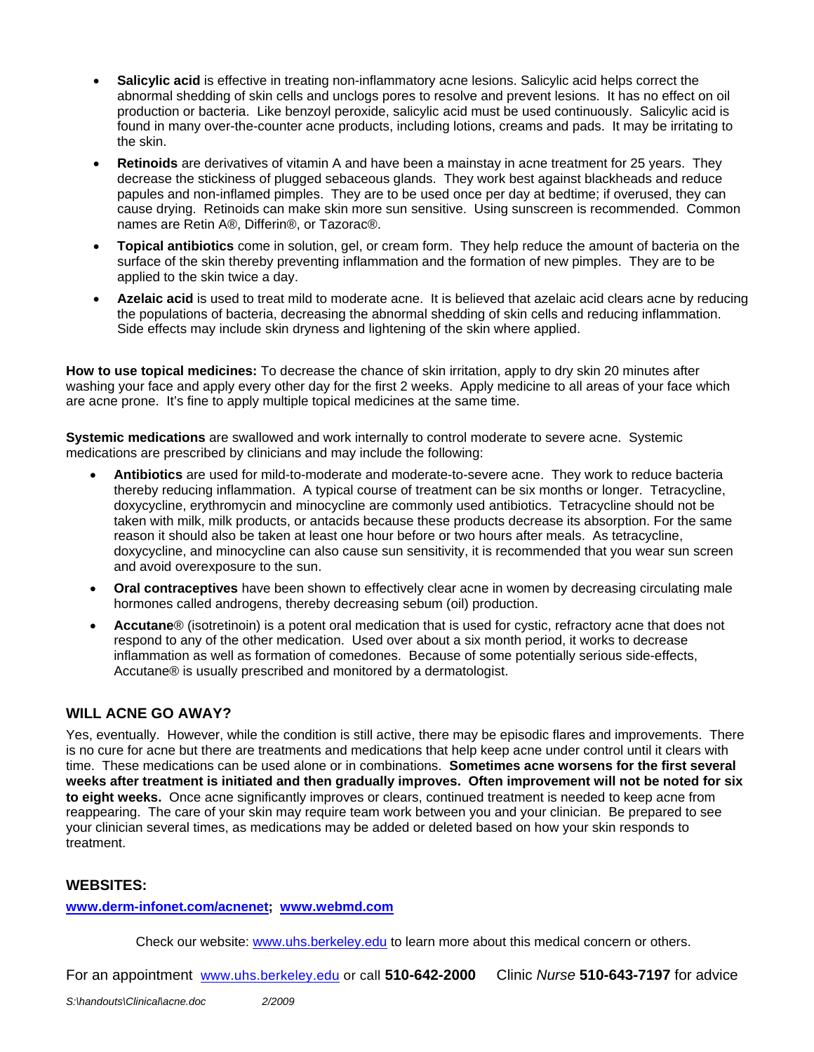- **Salicylic acid** is effective in treating non-inflammatory acne lesions. Salicylic acid helps correct the abnormal shedding of skin cells and unclogs pores to resolve and prevent lesions. It has no effect on oil production or bacteria. Like benzoyl peroxide, salicylic acid must be used continuously. Salicylic acid is found in many over-the-counter acne products, including lotions, creams and pads. It may be irritating to the skin.
- **Retinoids** are derivatives of vitamin A and have been a mainstay in acne treatment for 25 years. They decrease the stickiness of plugged sebaceous glands. They work best against blackheads and reduce papules and non-inflamed pimples. They are to be used once per day at bedtime; if overused, they can cause drying. Retinoids can make skin more sun sensitive. Using sunscreen is recommended. Common names are Retin A®, Differin®, or Tazorac®.
- **Topical antibiotics** come in solution, gel, or cream form. They help reduce the amount of bacteria on the surface of the skin thereby preventing inflammation and the formation of new pimples. They are to be applied to the skin twice a day.
- **Azelaic acid** is used to treat mild to moderate acne. It is believed that azelaic acid clears acne by reducing the populations of bacteria, decreasing the abnormal shedding of skin cells and reducing inflammation. Side effects may include skin dryness and lightening of the skin where applied.

**How to use topical medicines:** To decrease the chance of skin irritation, apply to dry skin 20 minutes after washing your face and apply every other day for the first 2 weeks. Apply medicine to all areas of your face which are acne prone. It's fine to apply multiple topical medicines at the same time.

**Systemic medications** are swallowed and work internally to control moderate to severe acne. Systemic medications are prescribed by clinicians and may include the following:

- **Antibiotics** are used for mild-to-moderate and moderate-to-severe acne. They work to reduce bacteria thereby reducing inflammation. A typical course of treatment can be six months or longer. Tetracycline, doxycycline, erythromycin and minocycline are commonly used antibiotics. Tetracycline should not be taken with milk, milk products, or antacids because these products decrease its absorption. For the same reason it should also be taken at least one hour before or two hours after meals. As tetracycline, doxycycline, and minocycline can also cause sun sensitivity, it is recommended that you wear sun screen and avoid overexposure to the sun.
- **Oral contraceptives** have been shown to effectively clear acne in women by decreasing circulating male hormones called androgens, thereby decreasing sebum (oil) production.
- **Accutane**® (isotretinoin) is a potent oral medication that is used for cystic, refractory acne that does not respond to any of the other medication. Used over about a six month period, it works to decrease inflammation as well as formation of comedones. Because of some potentially serious side-effects, Accutane® is usually prescribed and monitored by a dermatologist.

## WILL ACNE GO AWAY?

Yes, eventually. However, while the condition is still active, there may be episodic flares and improvements. There is no cure for acne but there are treatments and medications that help keep acne under control until it clears with time. These medications can be used alone or in combinations. **Sometimes acne worsens for the first several weeks after treatment is initiated and then gradually improves. Often improvement will not be noted for six to eight weeks.** Once acne significantly improves or clears, continued treatment is needed to keep acne from reappearing. The care of your skin may require team work between you and your clinician. Be prepared to see your clinician several times, as medications may be added or deleted based on how your skin responds to treatment.

## WEBSITES:

**www.derm-infonet.com/acnenet; www.webmd.com**

Check our website: www.uhs.berkeley.edu to learn more about this medical concern or others.

For an appointment www.uhs.berkeley.edu or call **510-642-2000** Clinic *Nurse* **510-643-7197** for advice

*S:\handouts\Clinical\acne.doc 2/2009*